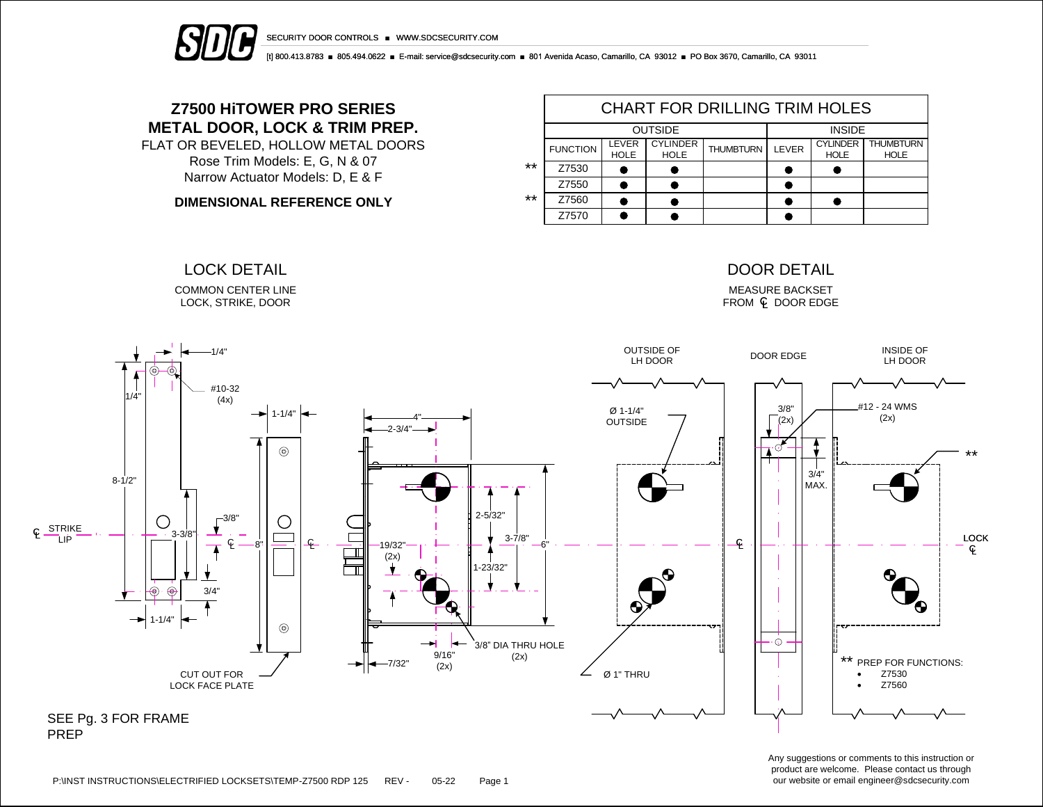SECURITY DOOR CONTROLS ■ WWW.SDCSECURITY.COM

[t] 800.413.8783 ■ 805.494.0622 ■ E-mail: service@sdcsecurity.com ■ 801 Avenida Acaso, Camarillo, CA 93012 ■ PO Box 3670, Camarillo, CA 93011

# Z7500 HiTOWER PRO SERIES METAL DOOR, LOCK & TRIM PREP.

FLAT OR BEVELED, HOLLOW METAL DOORS

Rose Trim Models: E, G, N & 07

Narrow Actuator Models: D, E & F

**DIMENSIONAL REFERENCE ONLY**

## CHART FOR DRILLING TRIM HOLES

| | OUTSIDE | | | | INSIDE | | |
|---|---|---|---|---|---|---|---|
| | FUNCTION | LEVER HOLE | CYLINDER HOLE | THUMBTURN | LEVER | CYLINDER HOLE | THUMBTURN HOLE |
| ** | Z7530 | ● | ● | | ● | ● | |
| | Z7550 | ● | ● | | ● | | |
| ** | Z7560 | ● | ● | | ● | ● | |
| | Z7570 | ● | ● | | ● | | |

## LOCK DETAIL

COMMON CENTER LINE LOCK, STRIKE, DOOR

1/4"; #10-32 (4x); 1/4"; 8-1/2"; STRIKE LIP; 3-3/8"; 3/8"; 3/4"; 1-1/4"; 1-1/4"; 8"; 4"; 2-3/4"; 2-5/32"; 3-7/8"; 6"; 19/32" (2x); 1-23/32"; 3/8" DIA THRU HOLE (2x); 9/16" (2x); 7/32"

CUT OUT FOR LOCK FACE PLATE

SEE Pg. 3 FOR FRAME PREP

## DOOR DETAIL

MEASURE BACKSET FROM ℄ DOOR EDGE

OUTSIDE OF LH DOOR; DOOR EDGE; INSIDE OF LH DOOR

Ø 1-1/4" OUTSIDE; 3/8" (2x); #12 - 24 WMS (2x); 3/4" MAX.; **; LOCK ℄; Ø 1" THRU

** PREP FOR FUNCTIONS:

- Z7530
- Z7560

Any suggestions or comments to this instruction or product are welcome. Please contact us through our website or email engineer@sdcsecurity.com

P:\INST INSTRUCTIONS\ELECTRIFIED LOCKSETS\TEMP-Z7500 RDP 125 REV - 05-22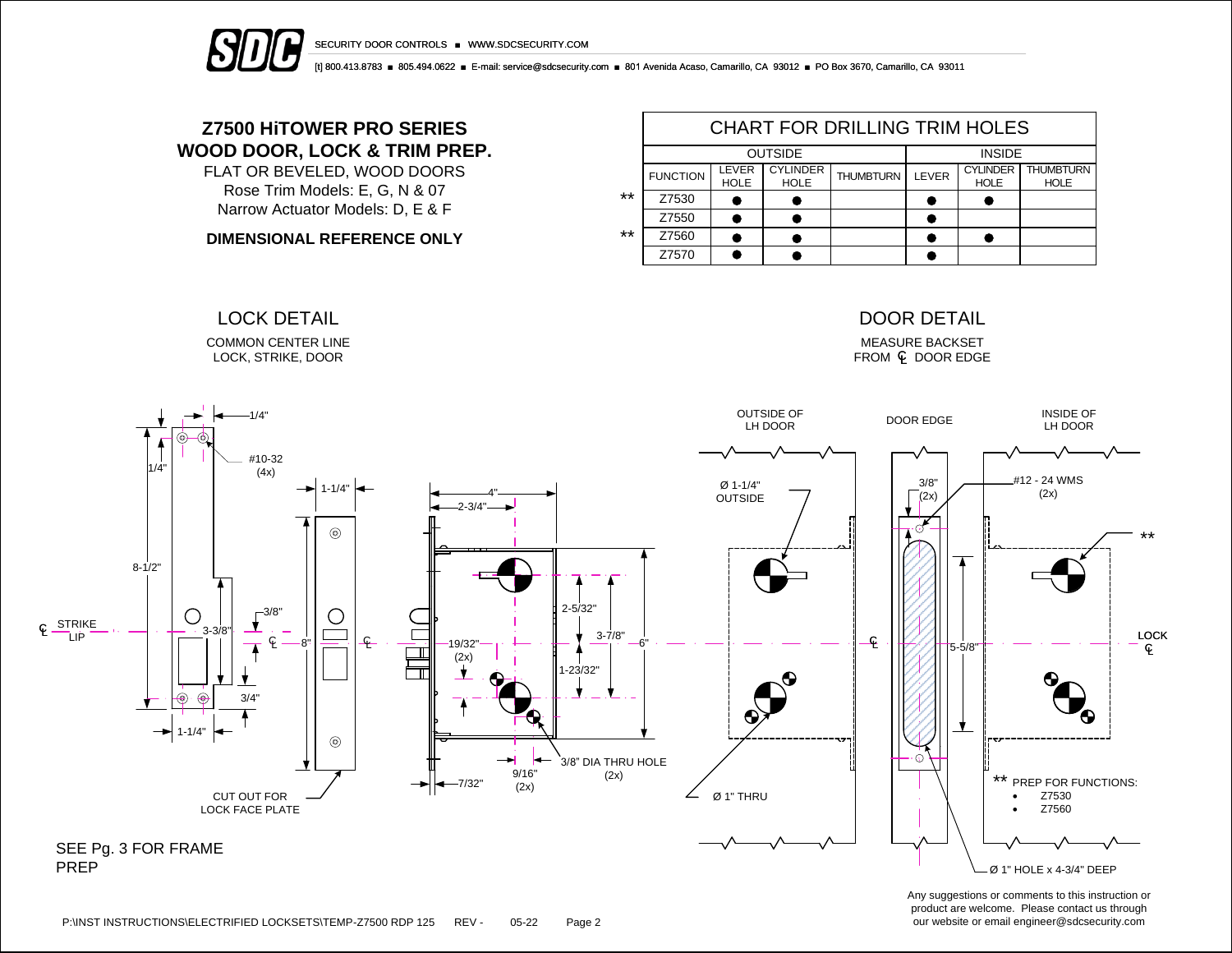SECURITY DOOR CONTROLS ■ WWW.SDCSECURITY.COM

[t] 800.413.8783 ■ 805.494.0622 ■ E-mail: service@sdcsecurity.com ■ 801 Avenida Acaso, Camarillo, CA 93012 ■ PO Box 3670, Camarillo, CA 93011

# Z7500 HiTOWER PRO SERIES
# WOOD DOOR, LOCK & TRIM PREP.

FLAT OR BEVELED, WOOD DOORS
Rose Trim Models: E, G, N & 07
Narrow Actuator Models: D, E & F

**DIMENSIONAL REFERENCE ONLY**

## CHART FOR DRILLING TRIM HOLES

| | OUTSIDE | | | | INSIDE | | |
|---|---|---|---|---|---|---|---|
| | FUNCTION | LEVER HOLE | CYLINDER HOLE | THUMBTURN | LEVER | CYLINDER HOLE | THUMBTURN HOLE |
| ** | Z7530 | ● | ● | | ● | ● | |
| | Z7550 | ● | ● | | ● | | |
| ** | Z7560 | ● | ● | | ● | ● | |
| | Z7570 | ● | ● | | ● | | |

## LOCK DETAIL

COMMON CENTER LINE
LOCK, STRIKE, DOOR

1/4"
#10-32 (4x)
1/4"
8-1/2"
℄ STRIKE LIP
3-3/8"
3/8"
℄
3/4"
1-1/4"
1-1/4"
8"
℄
4"
2-3/4"
2-5/32"
3-7/8"
6"
19/32" (2x)
1-23/32"
3/8" DIA THRU HOLE (2x)
9/16" (2x)
7/32"
CUT OUT FOR LOCK FACE PLATE

SEE Pg. 3 FOR FRAME PREP

## DOOR DETAIL

MEASURE BACKSET FROM ℄ DOOR EDGE

OUTSIDE OF LH DOOR
DOOR EDGE
INSIDE OF LH DOOR
Ø 1-1/4" OUTSIDE
3/8" (2x)
#12 - 24 WMS (2x)
**
℄
5-5/8"
LOCK ℄
Ø 1" THRU
Ø 1" HOLE x 4-3/4" DEEP

** PREP FOR FUNCTIONS:
- Z7530
- Z7560

Any suggestions or comments to this instruction or product are welcome. Please contact us through our website or email engineer@sdcsecurity.com

P:\INST INSTRUCTIONS\ELECTRIFIED LOCKSETS\TEMP-Z7500 RDP 125 REV - 05-22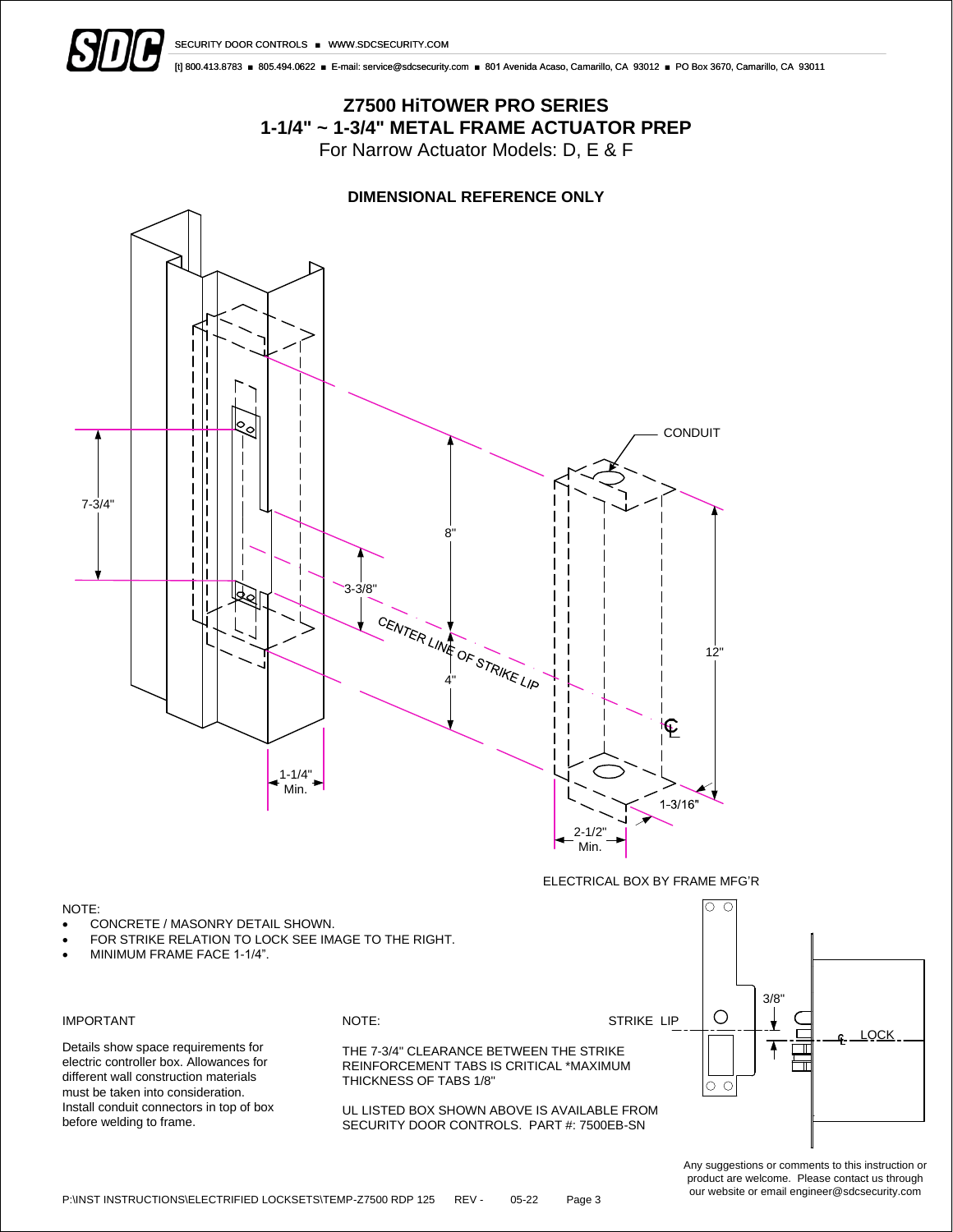SDC SECURITY DOOR CONTROLS ■ WWW.SDCSECURITY.COM

[t] 800.413.8783 ■ 805.494.0622 ■ E-mail: service@sdcsecurity.com ■ 801 Avenida Acaso, Camarillo, CA 93012 ■ PO Box 3670, Camarillo, CA 93011

# Z7500 HiTOWER PRO SERIES
# 1-1/4" ~ 1-3/4" METAL FRAME ACTUATOR PREP

For Narrow Actuator Models: D, E & F

**DIMENSIONAL REFERENCE ONLY**

CONDUIT

7-3/4"

8"

3-3/8"

CENTER LINE OF STRIKE LIP

4"

12"

1-1/4" Min.

1-3/16"

2-1/2" Min.

ELECTRICAL BOX BY FRAME MFG'R

NOTE:

- CONCRETE / MASONRY DETAIL SHOWN.
- FOR STRIKE RELATION TO LOCK SEE IMAGE TO THE RIGHT.
- MINIMUM FRAME FACE 1-1/4".

3/8"

STRIKE LIP

LOCK

IMPORTANT

Details show space requirements for electric controller box. Allowances for different wall construction materials must be taken into consideration. Install conduit connectors in top of box before welding to frame.

NOTE:

THE 7-3/4" CLEARANCE BETWEEN THE STRIKE REINFORCEMENT TABS IS CRITICAL *MAXIMUM THICKNESS OF TABS 1/8"

UL LISTED BOX SHOWN ABOVE IS AVAILABLE FROM SECURITY DOOR CONTROLS. PART #: 7500EB-SN

Any suggestions or comments to this instruction or product are welcome. Please contact us through our website or email engineer@sdcsecurity.com

P:\INST INSTRUCTIONS\ELECTRIFIED LOCKSETS\TEMP-Z7500 RDP 125 REV - 05-22